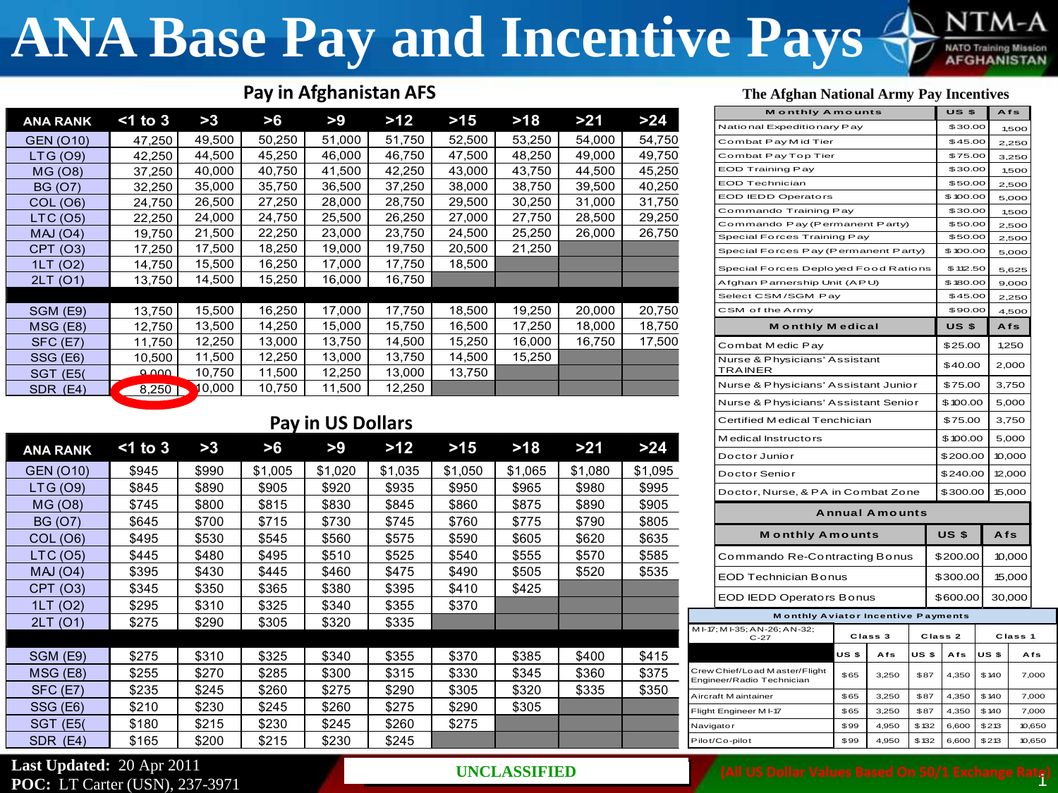# ANA Base Pay and Incentive Pays

NTM-A NATO Training Mission AFGHANISTAN

## Pay in Afghanistan AFS

| ANA RANK | <1 to 3 | >3 | >6 | >9 | >12 | >15 | >18 | >21 | >24 |
|---|---|---|---|---|---|---|---|---|---|
| GEN (O10) | 47,250 | 49,500 | 50,250 | 51,000 | 51,750 | 52,500 | 53,250 | 54,000 | 54,750 |
| LTG (O9) | 42,250 | 44,500 | 45,250 | 46,000 | 46,750 | 47,500 | 48,250 | 49,000 | 49,750 |
| MG (O8) | 37,250 | 40,000 | 40,750 | 41,500 | 42,250 | 43,000 | 43,750 | 44,500 | 45,250 |
| BG (O7) | 32,250 | 35,000 | 35,750 | 36,500 | 37,250 | 38,000 | 38,750 | 39,500 | 40,250 |
| COL (O6) | 24,750 | 26,500 | 27,250 | 28,000 | 28,750 | 29,500 | 30,250 | 31,000 | 31,750 |
| LTC (O5) | 22,250 | 24,000 | 24,750 | 25,500 | 26,250 | 27,000 | 27,750 | 28,500 | 29,250 |
| MAJ (O4) | 19,750 | 21,500 | 22,250 | 23,000 | 23,750 | 24,500 | 25,250 | 26,000 | 26,750 |
| CPT (O3) | 17,250 | 17,500 | 18,250 | 19,000 | 19,750 | 20,500 | 21,250 | | |
| 1LT (O2) | 14,750 | 15,500 | 16,250 | 17,000 | 17,750 | 18,500 | | | |
| 2LT (O1) | 13,750 | 14,500 | 15,250 | 16,000 | 16,750 | | | | |
| | | | | | | | | | |
| SGM (E9) | 13,750 | 15,500 | 16,250 | 17,000 | 17,750 | 18,500 | 19,250 | 20,000 | 20,750 |
| MSG (E8) | 12,750 | 13,500 | 14,250 | 15,000 | 15,750 | 16,500 | 17,250 | 18,000 | 18,750 |
| SFC (E7) | 11,750 | 12,250 | 13,000 | 13,750 | 14,500 | 15,250 | 16,000 | 16,750 | 17,500 |
| SSG (E6) | 10,500 | 11,500 | 12,250 | 13,000 | 13,750 | 14,500 | 15,250 | | |
| SGT (E5( | 9,000 | 10,750 | 11,500 | 12,250 | 13,000 | 13,750 | | | |
| SDR (E4) | 8,250 | 10,000 | 10,750 | 11,500 | 12,250 | | | | |

## Pay in US Dollars

| ANA RANK | <1 to 3 | >3 | >6 | >9 | >12 | >15 | >18 | >21 | >24 |
|---|---|---|---|---|---|---|---|---|---|
| GEN (O10) | $945 | $990 | $1,005 | $1,020 | $1,035 | $1,050 | $1,065 | $1,080 | $1,095 |
| LTG (O9) | $845 | $890 | $905 | $920 | $935 | $950 | $965 | $980 | $995 |
| MG (O8) | $745 | $800 | $815 | $830 | $845 | $860 | $875 | $890 | $905 |
| BG (O7) | $645 | $700 | $715 | $730 | $745 | $760 | $775 | $790 | $805 |
| COL (O6) | $495 | $530 | $545 | $560 | $575 | $590 | $605 | $620 | $635 |
| LTC (O5) | $445 | $480 | $495 | $510 | $525 | $540 | $555 | $570 | $585 |
| MAJ (O4) | $395 | $430 | $445 | $460 | $475 | $490 | $505 | $520 | $535 |
| CPT (O3) | $345 | $350 | $365 | $380 | $395 | $410 | $425 | | |
| 1LT (O2) | $295 | $310 | $325 | $340 | $355 | $370 | | | |
| 2LT (O1) | $275 | $290 | $305 | $320 | $335 | | | | |
| | | | | | | | | | |
| SGM (E9) | $275 | $310 | $325 | $340 | $355 | $370 | $385 | $400 | $415 |
| MSG (E8) | $255 | $270 | $285 | $300 | $315 | $330 | $345 | $360 | $375 |
| SFC (E7) | $235 | $245 | $260 | $275 | $290 | $305 | $320 | $335 | $350 |
| SSG (E6) | $210 | $230 | $245 | $260 | $275 | $290 | $305 | | |
| SGT (E5( | $180 | $215 | $230 | $245 | $260 | $275 | | | |
| SDR (E4) | $165 | $200 | $215 | $230 | $245 | | | | |

## The Afghan National Army Pay Incentives

| Monthly Amounts | US $ | Afs |
|---|---|---|
| National Expeditionary Pay | $30.00 | 1,500 |
| Combat Pay Mid Tier | $45.00 | 2,250 |
| Combat Pay Top Tier | $75.00 | 3,250 |
| EOD Training Pay | $30.00 | 1,500 |
| EOD Technician | $50.00 | 2,500 |
| EOD IEDD Operators | $100.00 | 5,000 |
| Commando Training Pay | $30.00 | 1,500 |
| Commando Pay (Permanent Party) | $50.00 | 2,500 |
| Special Forces Training Pay | $50.00 | 2,500 |
| Special Forces Pay (Permanent Party) | $100.00 | 5,000 |
| Special Forces Deployed Food Rations | $112.50 | 5,625 |
| Afghan Parnership Unit (APU) | $180.00 | 9,000 |
| Select CSM/SGM Pay | $45.00 | 2,250 |
| CSM of the Army | $90.00 | 4,500 |

| Monthly Medical | US $ | Afs |
|---|---|---|
| Combat Medic Pay | $25.00 | 1,250 |
| Nurse & Physicians' Assistant TRAINER | $40.00 | 2,000 |
| Nurse & Physicians' Assistant Junior | $75.00 | 3,750 |
| Nurse & Physicians' Assistant Senior | $100.00 | 5,000 |
| Certified Medical Tenchician | $75.00 | 3,750 |
| Medical Instructors | $100.00 | 5,000 |
| Doctor Junior | $200.00 | 10,000 |
| Doctor Senior | $240.00 | 12,000 |
| Doctor, Nurse, & PA in Combat Zone | $300.00 | 15,000 |

**Annual Amounts**

| Monthly Amounts | US $ | Afs |
|---|---|---|
| Commando Re-Contracting Bonus | $200.00 | 10,000 |
| EOD Technician Bonus | $300.00 | 15,000 |
| EOD IEDD Operators Bonus | $600.00 | 30,000 |

**Monthly Aviator Incentive Payments**

| MI-17; MI-35; AN-26; AN-32; C-27 | Class 3 | | Class 2 | | Class 1 | |
|---|---|---|---|---|---|---|
| | US $ | Afs | US $ | Afs | US $ | Afs |
| Crew Chief/Load Master/Flight Engineer/Radio Technician | $65 | 3,250 | $87 | 4,350 | $140 | 7,000 |
| Aircraft Maintainer | $65 | 3,250 | $87 | 4,350 | $140 | 7,000 |
| Flight Engineer MI-17 | $65 | 3,250 | $87 | 4,350 | $140 | 7,000 |
| Navigator | $99 | 4,950 | $132 | 6,600 | $213 | 10,650 |
| Pilot/Co-pilot | $99 | 4,950 | $132 | 6,600 | $213 | 10,650 |

**Last Updated:** 20 Apr 2011
**POC:** LT Carter (USN), 237-3971

UNCLASSIFIED

(All US Dollar Values Based On 50/1 Exchange Rate)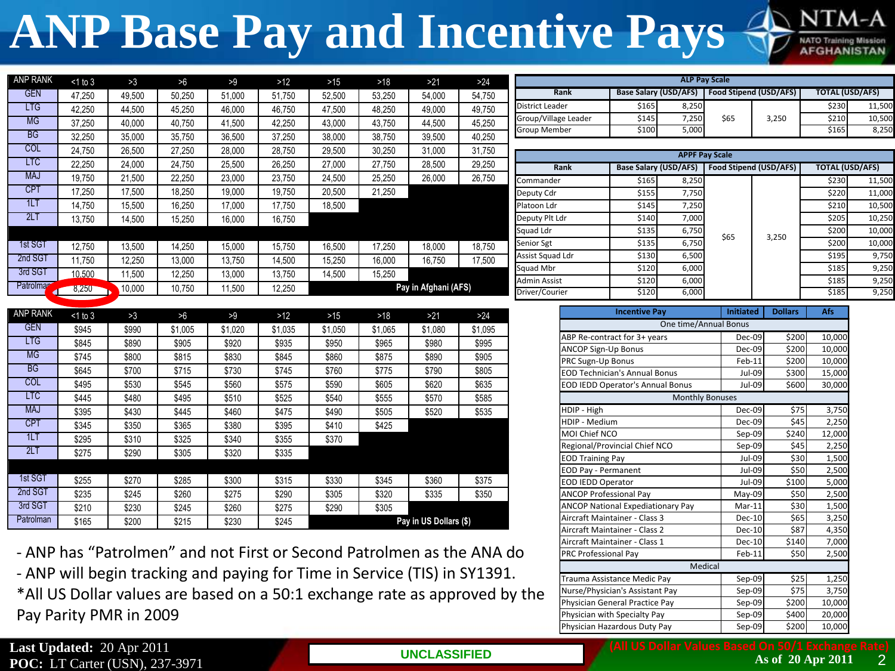# ANP Base Pay and Incentive Pays

NTM-A NATO Training Mission AFGHANISTAN

| ANP RANK | <1 to 3 | >3 | >6 | >9 | >12 | >15 | >18 | >21 | >24 |
|---|---|---|---|---|---|---|---|---|---|
| GEN | 47,250 | 49,500 | 50,250 | 51,000 | 51,750 | 52,500 | 53,250 | 54,000 | 54,750 |
| LTG | 42,250 | 44,500 | 45,250 | 46,000 | 46,750 | 47,500 | 48,250 | 49,000 | 49,750 |
| MG | 37,250 | 40,000 | 40,750 | 41,500 | 42,250 | 43,000 | 43,750 | 44,500 | 45,250 |
| BG | 32,250 | 35,000 | 35,750 | 36,500 | 37,250 | 38,000 | 38,750 | 39,500 | 40,250 |
| COL | 24,750 | 26,500 | 27,250 | 28,000 | 28,750 | 29,500 | 30,250 | 31,000 | 31,750 |
| LTC | 22,250 | 24,000 | 24,750 | 25,500 | 26,250 | 27,000 | 27,750 | 28,500 | 29,250 |
| MAJ | 19,750 | 21,500 | 22,250 | 23,000 | 23,750 | 24,500 | 25,250 | 26,000 | 26,750 |
| CPT | 17,250 | 17,500 | 18,250 | 19,000 | 19,750 | 20,500 | 21,250 | | |
| 1LT | 14,750 | 15,500 | 16,250 | 17,000 | 17,750 | 18,500 | | | |
| 2LT | 13,750 | 14,500 | 15,250 | 16,000 | 16,750 | | | | |
| 1st SGT | 12,750 | 13,500 | 14,250 | 15,000 | 15,750 | 16,500 | 17,250 | 18,000 | 18,750 |
| 2nd SGT | 11,750 | 12,250 | 13,000 | 13,750 | 14,500 | 15,250 | 16,000 | 16,750 | 17,500 |
| 3rd SGT | 10,500 | 11,500 | 12,250 | 13,000 | 13,750 | 14,500 | 15,250 | | |
| Patrolman | 8,250 | 10,000 | 10,750 | 11,500 | 12,250 | Pay in Afghani (AFS) | | | |

| ANP RANK | <1 to 3 | >3 | >6 | >9 | >12 | >15 | >18 | >21 | >24 |
|---|---|---|---|---|---|---|---|---|---|
| GEN | $945 | $990 | $1,005 | $1,020 | $1,035 | $1,050 | $1,065 | $1,080 | $1,095 |
| LTG | $845 | $890 | $905 | $920 | $935 | $950 | $965 | $980 | $995 |
| MG | $745 | $800 | $815 | $830 | $845 | $860 | $875 | $890 | $905 |
| BG | $645 | $700 | $715 | $730 | $745 | $760 | $775 | $790 | $805 |
| COL | $495 | $530 | $545 | $560 | $575 | $590 | $605 | $620 | $635 |
| LTC | $445 | $480 | $495 | $510 | $525 | $540 | $555 | $570 | $585 |
| MAJ | $395 | $430 | $445 | $460 | $475 | $490 | $505 | $520 | $535 |
| CPT | $345 | $350 | $365 | $380 | $395 | $410 | $425 | | |
| 1LT | $295 | $310 | $325 | $340 | $355 | $370 | | | |
| 2LT | $275 | $290 | $305 | $320 | $335 | | | | |
| 1st SGT | $255 | $270 | $285 | $300 | $315 | $330 | $345 | $360 | $375 |
| 2nd SGT | $235 | $245 | $260 | $275 | $290 | $305 | $320 | $335 | $350 |
| 3rd SGT | $210 | $230 | $245 | $260 | $275 | $290 | $305 | | |
| Patrolman | $165 | $200 | $215 | $230 | $245 | Pay in US Dollars ($) | | | |

- ANP has "Patrolmen" and not First or Second Patrolmen as the ANA do
- ANP will begin tracking and paying for Time in Service (TIS) in SY1391.

*All US Dollar values are based on a 50:1 exchange rate as approved by the Pay Parity PMR in 2009

**ALP Pay Scale**

| Rank | Base Salary (USD/AFS) | | Food Stipend (USD/AFS) | | TOTAL (USD/AFS) | |
|---|---|---|---|---|---|---|
| District Leader | $165 | 8,250 | $65 | 3,250 | $230 | 11,500 |
| Group/Village Leader | $145 | 7,250 | | | $210 | 10,500 |
| Group Member | $100 | 5,000 | | | $165 | 8,250 |

**APPF Pay Scale**

| Rank | Base Salary (USD/AFS) | | Food Stipend (USD/AFS) | | TOTAL (USD/AFS) | |
|---|---|---|---|---|---|---|
| Commander | $165 | 8,250 | $65 | 3,250 | $230 | 11,500 |
| Deputy Cdr | $155 | 7,750 | | | $220 | 11,000 |
| Platoon Ldr | $145 | 7,250 | | | $210 | 10,500 |
| Deputy Plt Ldr | $140 | 7,000 | | | $205 | 10,250 |
| Squad Ldr | $135 | 6,750 | | | $200 | 10,000 |
| Senior Sgt | $135 | 6,750 | | | $200 | 10,000 |
| Assist Squad Ldr | $130 | 6,500 | | | $195 | 9,750 |
| Squad Mbr | $120 | 6,000 | | | $185 | 9,250 |
| Admin Assist | $120 | 6,000 | | | $185 | 9,250 |
| Driver/Courier | $120 | 6,000 | | | $185 | 9,250 |

| Incentive Pay | Initiated | Dollars | Afs |
|---|---|---|---|
| **One time/Annual Bonus** | | | |
| ABP Re-contract for 3+ years | Dec-09 | $200 | 10,000 |
| ANCOP Sign-Up Bonus | Dec-09 | $200 | 10,000 |
| PRC Sugn-Up Bonus | Feb-11 | $200 | 10,000 |
| EOD Technician's Annual Bonus | Jul-09 | $300 | 15,000 |
| EOD IEDD Operator's Annual Bonus | Jul-09 | $600 | 30,000 |
| **Monthly Bonuses** | | | |
| HDIP - High | Dec-09 | $75 | 3,750 |
| HDIP - Medium | Dec-09 | $45 | 2,250 |
| MOI Chief NCO | Sep-09 | $240 | 12,000 |
| Regional/Provincial Chief NCO | Sep-09 | $45 | 2,250 |
| EOD Training Pay | Jul-09 | $30 | 1,500 |
| EOD Pay - Permanent | Jul-09 | $50 | 2,500 |
| EOD IEDD Operator | Jul-09 | $100 | 5,000 |
| ANCOP Professional Pay | May-09 | $50 | 2,500 |
| ANCOP National Expeditionary Pay | Mar-11 | $30 | 1,500 |
| Aircraft Maintainer - Class 3 | Dec-10 | $65 | 3,250 |
| Aircraft Maintainer - Class 2 | Dec-10 | $87 | 4,350 |
| Aircraft Maintainer - Class 1 | Dec-10 | $140 | 7,000 |
| PRC Professional Pay | Feb-11 | $50 | 2,500 |
| **Medical** | | | |
| Trauma Assistance Medic Pay | Sep-09 | $25 | 1,250 |
| Nurse/Physician's Assistant Pay | Sep-09 | $75 | 3,750 |
| Physician General Practice Pay | Sep-09 | $200 | 10,000 |
| Physician with Specialty Pay | Sep-09 | $400 | 20,000 |
| Physician Hazardous Duty Pay | Sep-09 | $200 | 10,000 |

**Last Updated:** 20 Apr 2011
**POC:** LT Carter (USN), 237-3971

UNCLASSIFIED

(All US Dollar Values Based On 50/1 Exchange Rate)
As of 20 Apr 2011